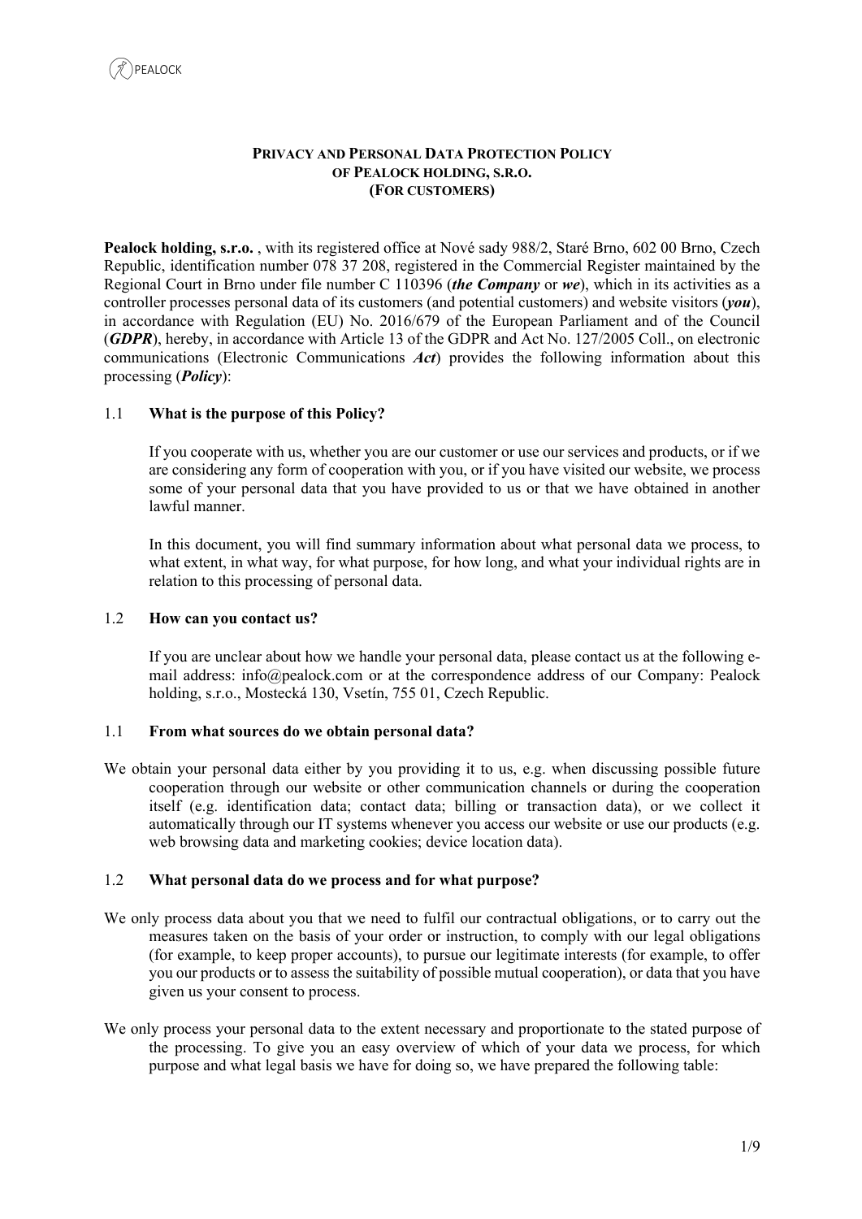**PRIVACY AND PERSONAL DATA PROTECTION POLICY**
**OF PEALOCK HOLDING, S.R.O.**
**(FOR CUSTOMERS)**

**Pealock holding, s.r.o.** , with its registered office at Nové sady 988/2, Staré Brno, 602 00 Brno, Czech Republic, identification number 078 37 208, registered in the Commercial Register maintained by the Regional Court in Brno under file number C 110396 (***the Company*** or ***we***), which in its activities as a controller processes personal data of its customers (and potential customers) and website visitors (***you***), in accordance with Regulation (EU) No. 2016/679 of the European Parliament and of the Council (***GDPR***), hereby, in accordance with Article 13 of the GDPR and Act No. 127/2005 Coll., on electronic communications (Electronic Communications ***Act***) provides the following information about this processing (***Policy***):

## 1.1 What is the purpose of this Policy?

If you cooperate with us, whether you are our customer or use our services and products, or if we are considering any form of cooperation with you, or if you have visited our website, we process some of your personal data that you have provided to us or that we have obtained in another lawful manner.

In this document, you will find summary information about what personal data we process, to what extent, in what way, for what purpose, for how long, and what your individual rights are in relation to this processing of personal data.

## 1.2 How can you contact us?

If you are unclear about how we handle your personal data, please contact us at the following e-mail address: info@pealock.com or at the correspondence address of our Company: Pealock holding, s.r.o., Mostecká 130, Vsetín, 755 01, Czech Republic.

## 1.1 From what sources do we obtain personal data?

We obtain your personal data either by you providing it to us, e.g. when discussing possible future cooperation through our website or other communication channels or during the cooperation itself (e.g. identification data; contact data; billing or transaction data), or we collect it automatically through our IT systems whenever you access our website or use our products (e.g. web browsing data and marketing cookies; device location data).

## 1.2 What personal data do we process and for what purpose?

We only process data about you that we need to fulfil our contractual obligations, or to carry out the measures taken on the basis of your order or instruction, to comply with our legal obligations (for example, to keep proper accounts), to pursue our legitimate interests (for example, to offer you our products or to assess the suitability of possible mutual cooperation), or data that you have given us your consent to process.

We only process your personal data to the extent necessary and proportionate to the stated purpose of the processing. To give you an easy overview of which of your data we process, for which purpose and what legal basis we have for doing so, we have prepared the following table: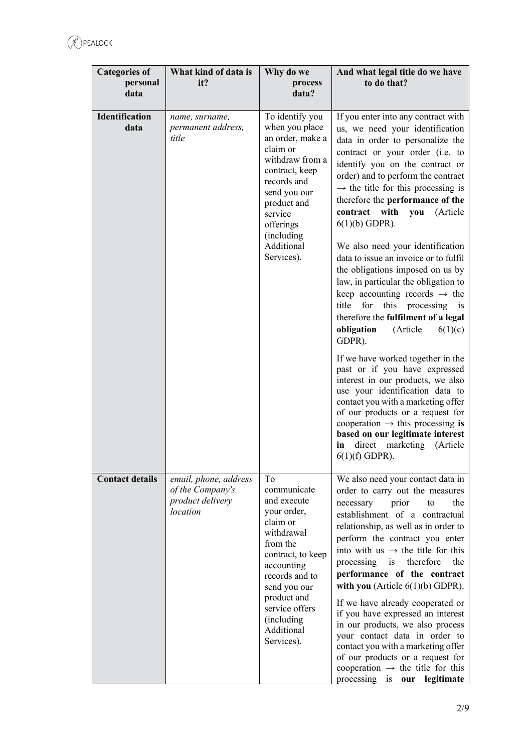| Categories of personal data | What kind of data is it? | Why do we process data? | And what legal title do we have to do that? |
|---|---|---|---|
| **Identification data** | *name, surname, permanent address, title* | To identify you when you place an order, make a claim or withdraw from a contract, keep records and send you our product and service offerings (including Additional Services). | If you enter into any contract with us, we need your identification data in order to personalize the contract or your order (i.e. to identify you on the contract or order) and to perform the contract → the title for this processing is therefore the **performance of the contract with you** (Article 6(1)(b) GDPR).<br><br>We also need your identification data to issue an invoice or to fulfil the obligations imposed on us by law, in particular the obligation to keep accounting records → the title for this processing is therefore the **fulfilment of a legal obligation** (Article 6(1)(c) GDPR).<br><br>If we have worked together in the past or if you have expressed interest in our products, we also use your identification data to contact you with a marketing offer of our products or a request for cooperation → this processing **is based on our legitimate interest in** direct marketing (Article 6(1)(f) GDPR). |
| **Contact details** | *email, phone, address of the Company's product delivery location* | To communicate and execute your order, claim or withdrawal from the contract, to keep accounting records and to send you our product and service offers (including Additional Services). | We also need your contact data in order to carry out the measures necessary prior to the establishment of a contractual relationship, as well as in order to perform the contract you enter into with us → the title for this processing is therefore the **performance of the contract with you** (Article 6(1)(b) GDPR).<br><br>If we have already cooperated or if you have expressed an interest in our products, we also process your contact data in order to contact you with a marketing offer of our products or a request for cooperation → the title for this processing is **our legitimate** |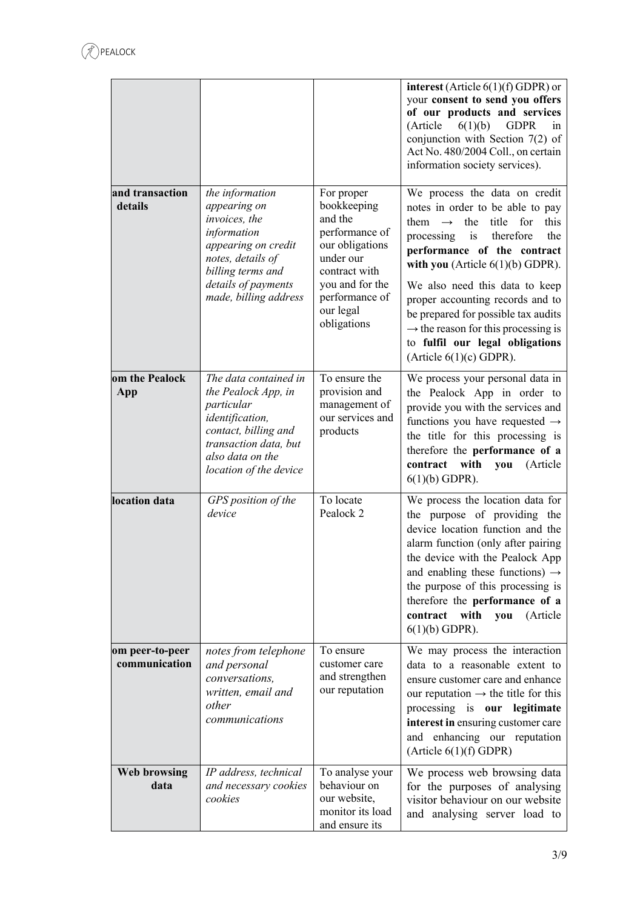| | | | |
|---|---|---|---|
| | | | **interest** (Article 6(1)(f) GDPR) or your **consent to send you offers of our products and services** (Article 6(1)(b) GDPR in conjunction with Section 7(2) of Act No. 480/2004 Coll., on certain information society services). |
| **and transaction details** | *the information appearing on invoices, the information appearing on credit notes, details of billing terms and details of payments made, billing address* | For proper bookkeeping and the performance of our obligations under our contract with you and for the performance of our legal obligations | We process the data on credit notes in order to be able to pay them → the title for this processing is therefore the **performance of the contract with you** (Article 6(1)(b) GDPR). We also need this data to keep proper accounting records and to be prepared for possible tax audits → the reason for this processing is to **fulfil our legal obligations** (Article 6(1)(c) GDPR). |
| **om the Pealock App** | *The data contained in the Pealock App, in particular identification, contact, billing and transaction data, but also data on the location of the device* | To ensure the provision and management of our services and products | We process your personal data in the Pealock App in order to provide you with the services and functions you have requested → the title for this processing is therefore the **performance of a contract with you** (Article 6(1)(b) GDPR). |
| **location data** | *GPS position of the device* | To locate Pealock 2 | We process the location data for the purpose of providing the device location function and the alarm function (only after pairing the device with the Pealock App and enabling these functions) → the purpose of this processing is therefore the **performance of a contract with you** (Article 6(1)(b) GDPR). |
| **om peer-to-peer communication** | *notes from telephone and personal conversations, written, email and other communications* | To ensure customer care and strengthen our reputation | We may process the interaction data to a reasonable extent to ensure customer care and enhance our reputation → the title for this processing is **our legitimate interest in** ensuring customer care and enhancing our reputation (Article 6(1)(f) GDPR) |
| **Web browsing data** | *IP address, technical and necessary cookies cookies* | To analyse your behaviour on our website, monitor its load and ensure its | We process web browsing data for the purposes of analysing visitor behaviour on our website and analysing server load to |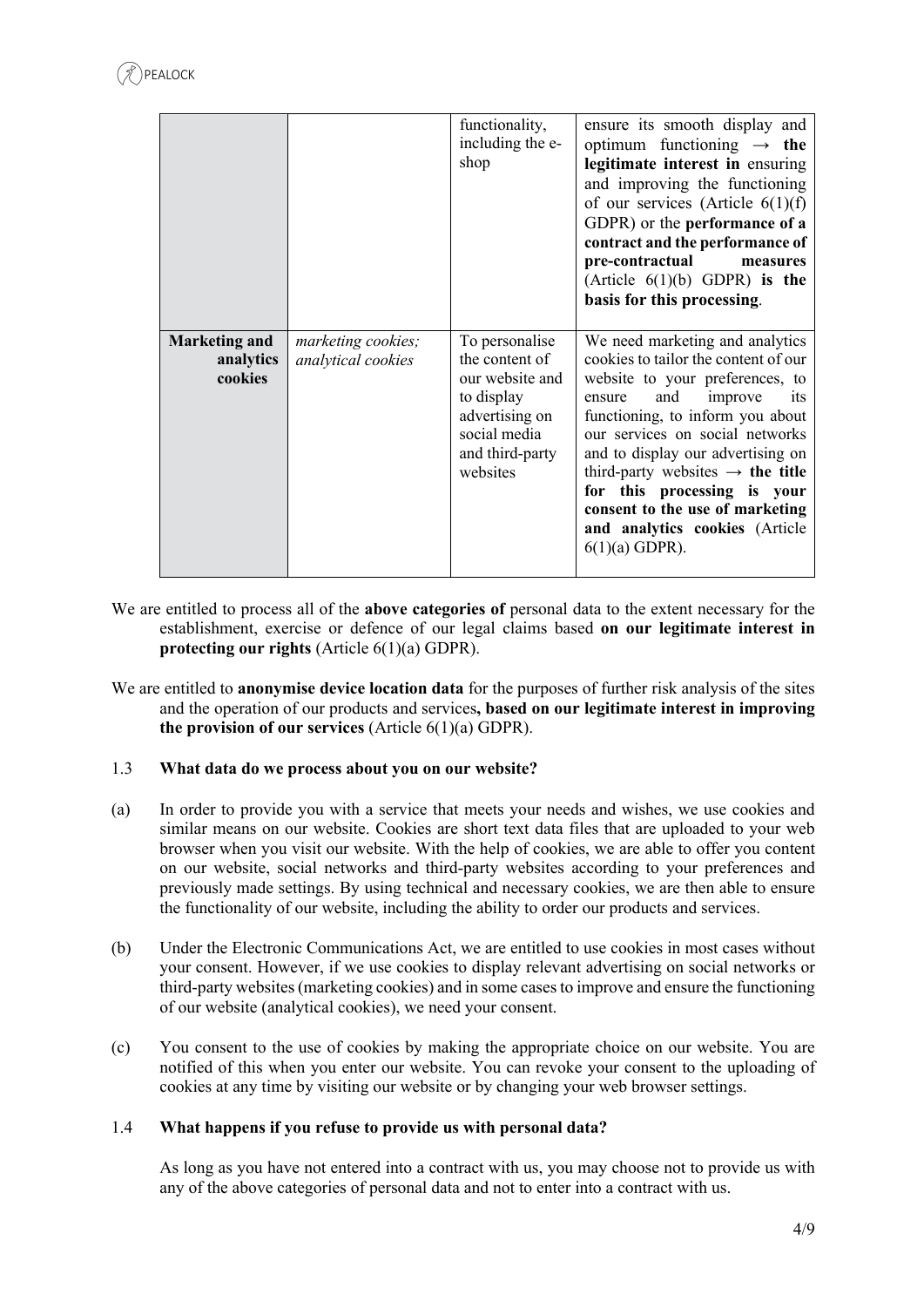|  |  | functionality, including the e-shop | ensure its smooth display and optimum functioning → **the legitimate interest in** ensuring and improving the functioning of our services (Article 6(1)(f) GDPR) or the **performance of a contract and the performance of pre-contractual measures** (Article 6(1)(b) GDPR) **is the basis for this processing**. |
|---|---|---|---|
| **Marketing and analytics cookies** | *marketing cookies; analytical cookies* | To personalise the content of our website and to display advertising on social media and third-party websites | We need marketing and analytics cookies to tailor the content of our website to your preferences, to ensure and improve its functioning, to inform you about our services on social networks and to display our advertising on third-party websites → **the title for this processing is your consent to the use of marketing and analytics cookies** (Article 6(1)(a) GDPR). |

We are entitled to process all of the **above categories of** personal data to the extent necessary for the establishment, exercise or defence of our legal claims based **on our legitimate interest in protecting our rights** (Article 6(1)(a) GDPR).

We are entitled to **anonymise device location data** for the purposes of further risk analysis of the sites and the operation of our products and services**, based on our legitimate interest in improving the provision of our services** (Article 6(1)(a) GDPR).

### 1.3 What data do we process about you on our website?

(a) In order to provide you with a service that meets your needs and wishes, we use cookies and similar means on our website. Cookies are short text data files that are uploaded to your web browser when you visit our website. With the help of cookies, we are able to offer you content on our website, social networks and third-party websites according to your preferences and previously made settings. By using technical and necessary cookies, we are then able to ensure the functionality of our website, including the ability to order our products and services.

(b) Under the Electronic Communications Act, we are entitled to use cookies in most cases without your consent. However, if we use cookies to display relevant advertising on social networks or third-party websites (marketing cookies) and in some cases to improve and ensure the functioning of our website (analytical cookies), we need your consent.

(c) You consent to the use of cookies by making the appropriate choice on our website. You are notified of this when you enter our website. You can revoke your consent to the uploading of cookies at any time by visiting our website or by changing your web browser settings.

### 1.4 What happens if you refuse to provide us with personal data?

As long as you have not entered into a contract with us, you may choose not to provide us with any of the above categories of personal data and not to enter into a contract with us.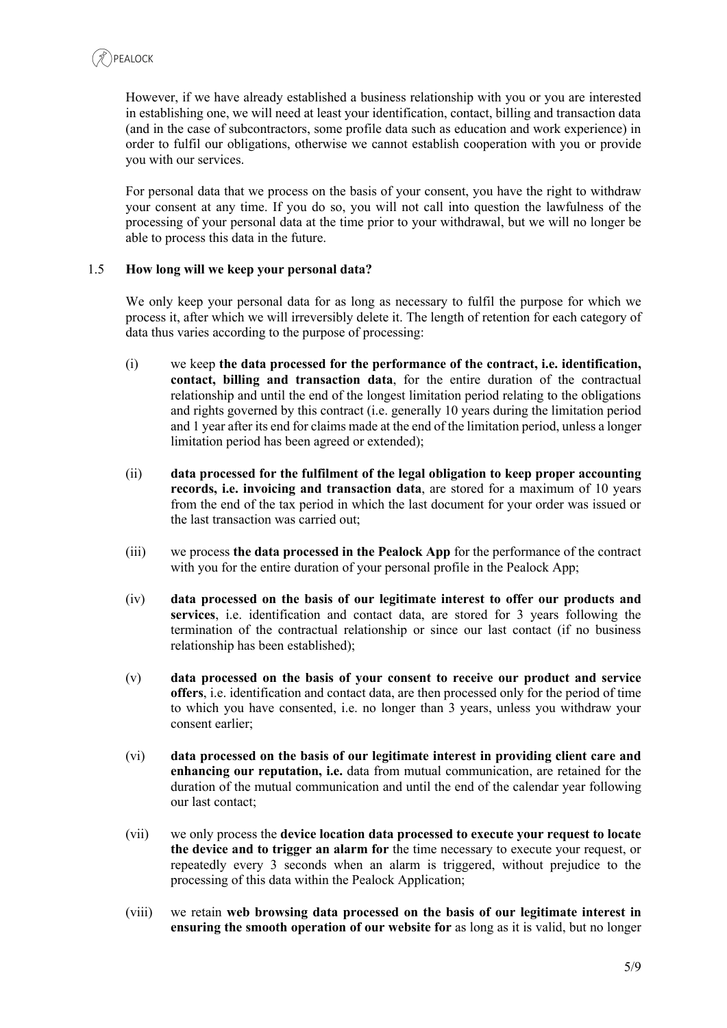However, if we have already established a business relationship with you or you are interested in establishing one, we will need at least your identification, contact, billing and transaction data (and in the case of subcontractors, some profile data such as education and work experience) in order to fulfil our obligations, otherwise we cannot establish cooperation with you or provide you with our services.

For personal data that we process on the basis of your consent, you have the right to withdraw your consent at any time. If you do so, you will not call into question the lawfulness of the processing of your personal data at the time prior to your withdrawal, but we will no longer be able to process this data in the future.

### 1.5 How long will we keep your personal data?

We only keep your personal data for as long as necessary to fulfil the purpose for which we process it, after which we will irreversibly delete it. The length of retention for each category of data thus varies according to the purpose of processing:

(i) we keep **the data processed for the performance of the contract, i.e. identification, contact, billing and transaction data**, for the entire duration of the contractual relationship and until the end of the longest limitation period relating to the obligations and rights governed by this contract (i.e. generally 10 years during the limitation period and 1 year after its end for claims made at the end of the limitation period, unless a longer limitation period has been agreed or extended);

(ii) **data processed for the fulfilment of the legal obligation to keep proper accounting records, i.e. invoicing and transaction data**, are stored for a maximum of 10 years from the end of the tax period in which the last document for your order was issued or the last transaction was carried out;

(iii) we process **the data processed in the Pealock App** for the performance of the contract with you for the entire duration of your personal profile in the Pealock App;

(iv) **data processed on the basis of our legitimate interest to offer our products and services**, i.e. identification and contact data, are stored for 3 years following the termination of the contractual relationship or since our last contact (if no business relationship has been established);

(v) **data processed on the basis of your consent to receive our product and service offers**, i.e. identification and contact data, are then processed only for the period of time to which you have consented, i.e. no longer than 3 years, unless you withdraw your consent earlier;

(vi) **data processed on the basis of our legitimate interest in providing client care and enhancing our reputation, i.e.** data from mutual communication, are retained for the duration of the mutual communication and until the end of the calendar year following our last contact;

(vii) we only process the **device location data processed to execute your request to locate the device and to trigger an alarm for** the time necessary to execute your request, or repeatedly every 3 seconds when an alarm is triggered, without prejudice to the processing of this data within the Pealock Application;

(viii) we retain **web browsing data processed on the basis of our legitimate interest in ensuring the smooth operation of our website for** as long as it is valid, but no longer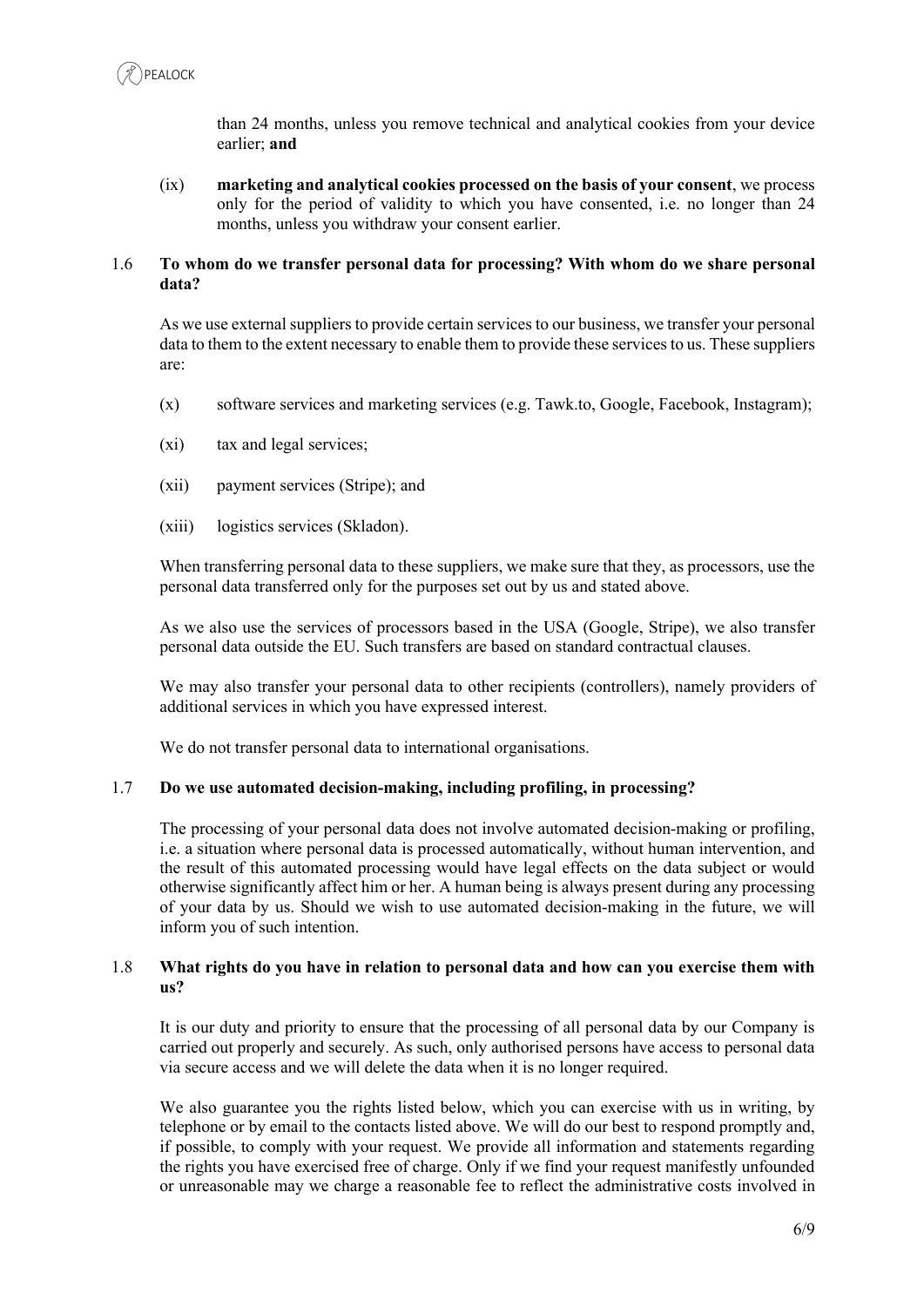than 24 months, unless you remove technical and analytical cookies from your device earlier; **and**

(ix) **marketing and analytical cookies processed on the basis of your consent**, we process only for the period of validity to which you have consented, i.e. no longer than 24 months, unless you withdraw your consent earlier.

### 1.6 To whom do we transfer personal data for processing? With whom do we share personal data?

As we use external suppliers to provide certain services to our business, we transfer your personal data to them to the extent necessary to enable them to provide these services to us. These suppliers are:

(x) software services and marketing services (e.g. Tawk.to, Google, Facebook, Instagram);

(xi) tax and legal services;

(xii) payment services (Stripe); and

(xiii) logistics services (Skladon).

When transferring personal data to these suppliers, we make sure that they, as processors, use the personal data transferred only for the purposes set out by us and stated above.

As we also use the services of processors based in the USA (Google, Stripe), we also transfer personal data outside the EU. Such transfers are based on standard contractual clauses.

We may also transfer your personal data to other recipients (controllers), namely providers of additional services in which you have expressed interest.

We do not transfer personal data to international organisations.

### 1.7 Do we use automated decision-making, including profiling, in processing?

The processing of your personal data does not involve automated decision-making or profiling, i.e. a situation where personal data is processed automatically, without human intervention, and the result of this automated processing would have legal effects on the data subject or would otherwise significantly affect him or her. A human being is always present during any processing of your data by us. Should we wish to use automated decision-making in the future, we will inform you of such intention.

### 1.8 What rights do you have in relation to personal data and how can you exercise them with us?

It is our duty and priority to ensure that the processing of all personal data by our Company is carried out properly and securely. As such, only authorised persons have access to personal data via secure access and we will delete the data when it is no longer required.

We also guarantee you the rights listed below, which you can exercise with us in writing, by telephone or by email to the contacts listed above. We will do our best to respond promptly and, if possible, to comply with your request. We provide all information and statements regarding the rights you have exercised free of charge. Only if we find your request manifestly unfounded or unreasonable may we charge a reasonable fee to reflect the administrative costs involved in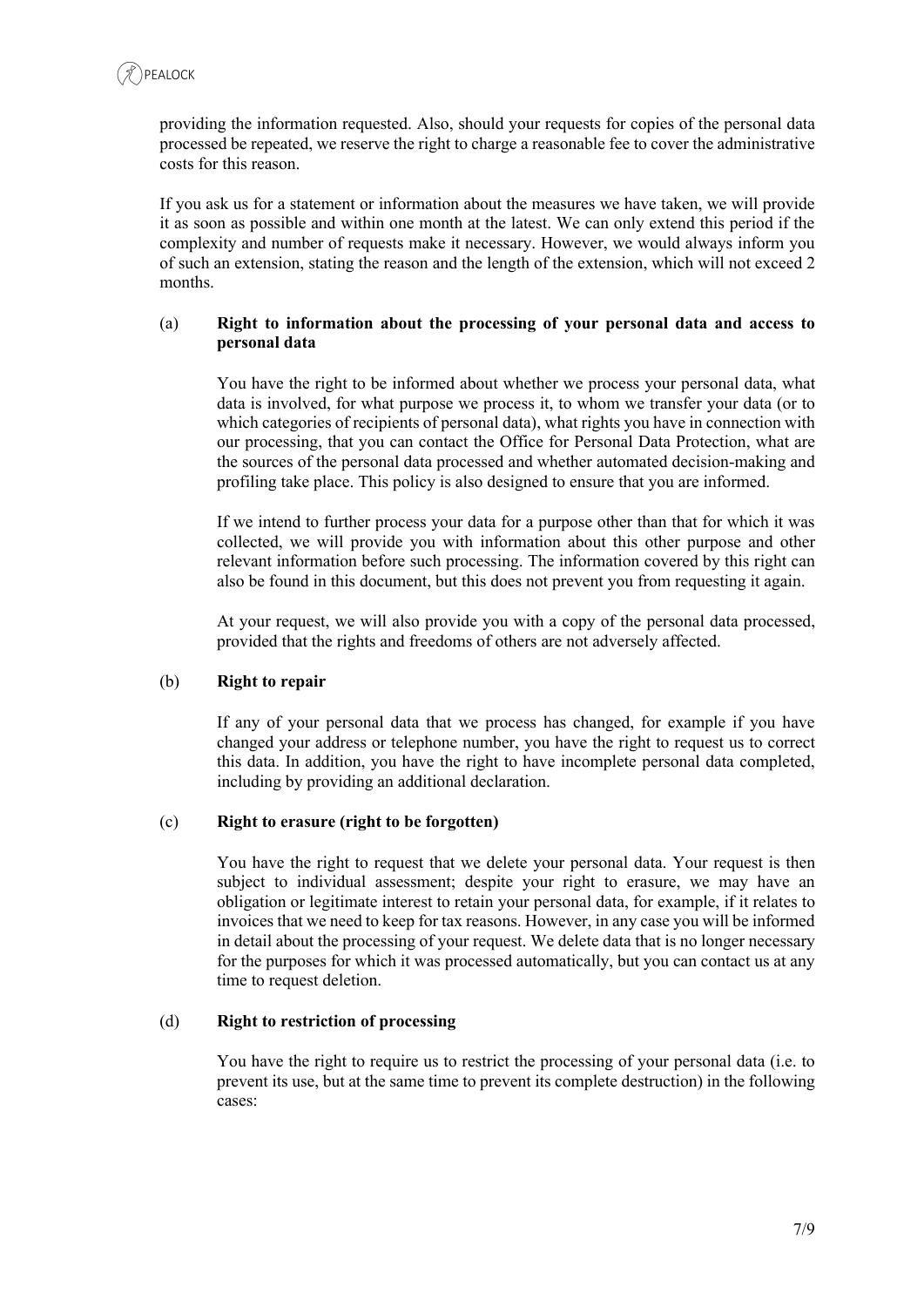providing the information requested. Also, should your requests for copies of the personal data processed be repeated, we reserve the right to charge a reasonable fee to cover the administrative costs for this reason.

If you ask us for a statement or information about the measures we have taken, we will provide it as soon as possible and within one month at the latest. We can only extend this period if the complexity and number of requests make it necessary. However, we would always inform you of such an extension, stating the reason and the length of the extension, which will not exceed 2 months.

(a) **Right to information about the processing of your personal data and access to personal data**

You have the right to be informed about whether we process your personal data, what data is involved, for what purpose we process it, to whom we transfer your data (or to which categories of recipients of personal data), what rights you have in connection with our processing, that you can contact the Office for Personal Data Protection, what are the sources of the personal data processed and whether automated decision-making and profiling take place. This policy is also designed to ensure that you are informed.

If we intend to further process your data for a purpose other than that for which it was collected, we will provide you with information about this other purpose and other relevant information before such processing. The information covered by this right can also be found in this document, but this does not prevent you from requesting it again.

At your request, we will also provide you with a copy of the personal data processed, provided that the rights and freedoms of others are not adversely affected.

(b) **Right to repair**

If any of your personal data that we process has changed, for example if you have changed your address or telephone number, you have the right to request us to correct this data. In addition, you have the right to have incomplete personal data completed, including by providing an additional declaration.

(c) **Right to erasure (right to be forgotten)**

You have the right to request that we delete your personal data. Your request is then subject to individual assessment; despite your right to erasure, we may have an obligation or legitimate interest to retain your personal data, for example, if it relates to invoices that we need to keep for tax reasons. However, in any case you will be informed in detail about the processing of your request. We delete data that is no longer necessary for the purposes for which it was processed automatically, but you can contact us at any time to request deletion.

(d) **Right to restriction of processing**

You have the right to require us to restrict the processing of your personal data (i.e. to prevent its use, but at the same time to prevent its complete destruction) in the following cases: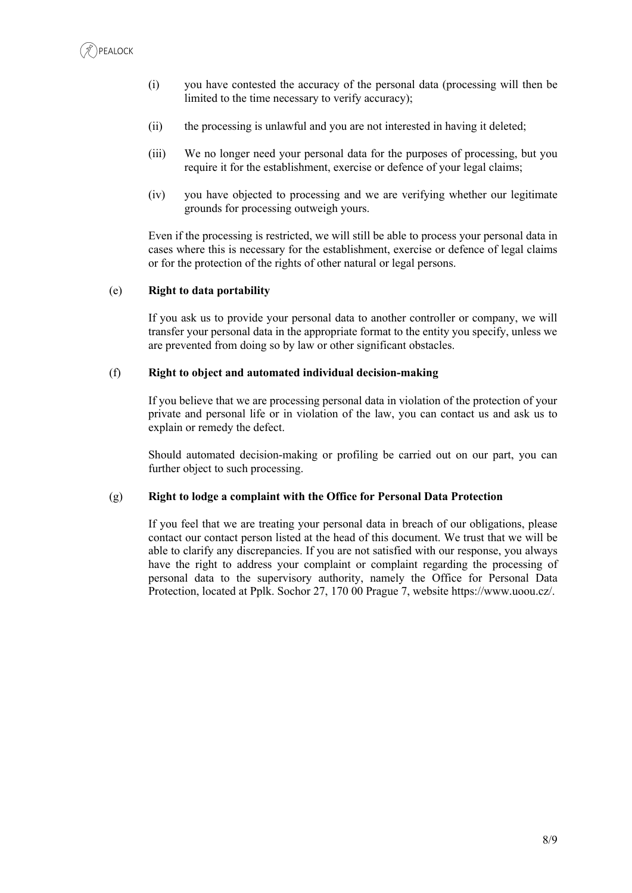(i) you have contested the accuracy of the personal data (processing will then be limited to the time necessary to verify accuracy);

(ii) the processing is unlawful and you are not interested in having it deleted;

(iii) We no longer need your personal data for the purposes of processing, but you require it for the establishment, exercise or defence of your legal claims;

(iv) you have objected to processing and we are verifying whether our legitimate grounds for processing outweigh yours.

Even if the processing is restricted, we will still be able to process your personal data in cases where this is necessary for the establishment, exercise or defence of legal claims or for the protection of the rights of other natural or legal persons.

(e) **Right to data portability**

If you ask us to provide your personal data to another controller or company, we will transfer your personal data in the appropriate format to the entity you specify, unless we are prevented from doing so by law or other significant obstacles.

(f) **Right to object and automated individual decision-making**

If you believe that we are processing personal data in violation of the protection of your private and personal life or in violation of the law, you can contact us and ask us to explain or remedy the defect.

Should automated decision-making or profiling be carried out on our part, you can further object to such processing.

(g) **Right to lodge a complaint with the Office for Personal Data Protection**

If you feel that we are treating your personal data in breach of our obligations, please contact our contact person listed at the head of this document. We trust that we will be able to clarify any discrepancies. If you are not satisfied with our response, you always have the right to address your complaint or complaint regarding the processing of personal data to the supervisory authority, namely the Office for Personal Data Protection, located at Pplk. Sochor 27, 170 00 Prague 7, website https://www.uoou.cz/.